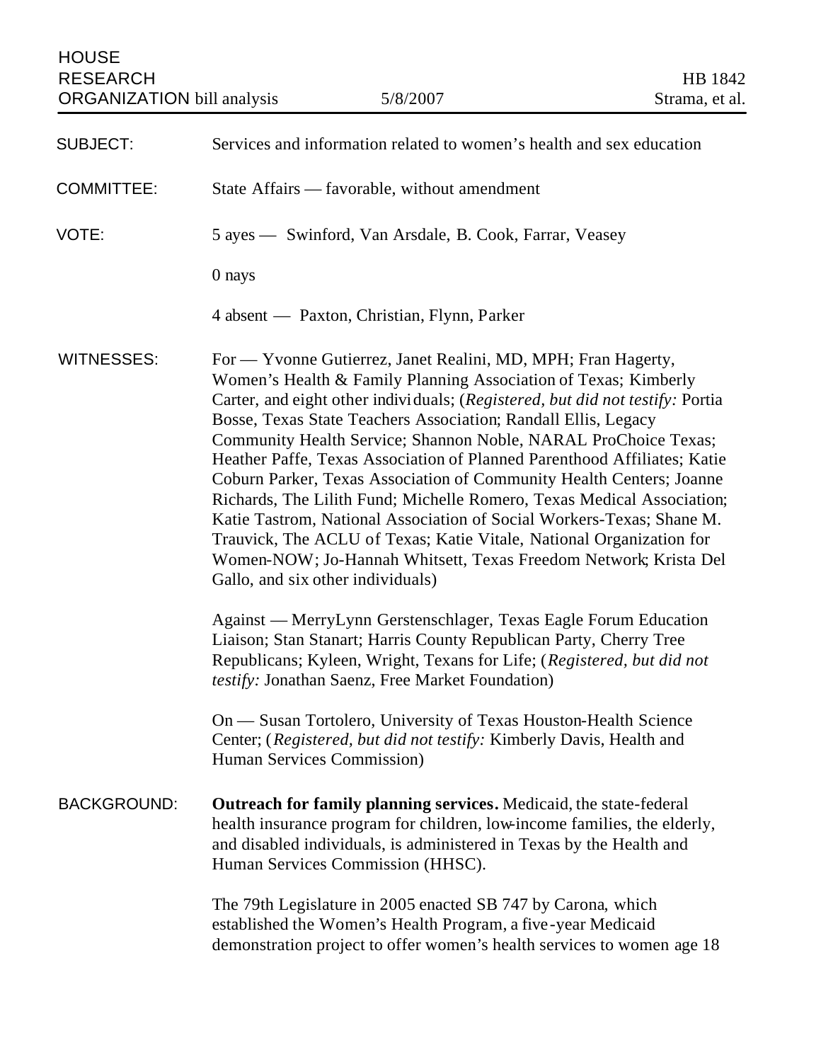HOUSE RESEARCH ORGANIZATION bill analysis | 5/8/2007 | HB 1842 Strama, et al.

**SUBJECT:** Services and information related to women's health and sex education

**COMMITTEE:** State Affairs — favorable, without amendment

**VOTE:** 5 ayes — Swinford, Van Arsdale, B. Cook, Farrar, Veasey

0 nays

4 absent — Paxton, Christian, Flynn, Parker

**WITNESSES:** For — Yvonne Gutierrez, Janet Realini, MD, MPH; Fran Hagerty, Women's Health & Family Planning Association of Texas; Kimberly Carter, and eight other individuals; (*Registered, but did not testify:* Portia Bosse, Texas State Teachers Association; Randall Ellis, Legacy Community Health Service; Shannon Noble, NARAL ProChoice Texas; Heather Paffe, Texas Association of Planned Parenthood Affiliates; Katie Coburn Parker, Texas Association of Community Health Centers; Joanne Richards, The Lilith Fund; Michelle Romero, Texas Medical Association; Katie Tastrom, National Association of Social Workers-Texas; Shane M. Trauvick, The ACLU of Texas; Katie Vitale, National Organization for Women-NOW; Jo-Hannah Whitsett, Texas Freedom Network; Krista Del Gallo, and six other individuals)

Against — MerryLynn Gerstenschlager, Texas Eagle Forum Education Liaison; Stan Stanart; Harris County Republican Party, Cherry Tree Republicans; Kyleen, Wright, Texans for Life; (*Registered, but did not testify:* Jonathan Saenz, Free Market Foundation)

On — Susan Tortolero, University of Texas Houston-Health Science Center; (*Registered, but did not testify:* Kimberly Davis, Health and Human Services Commission)

**BACKGROUND:** **Outreach for family planning services.** Medicaid, the state-federal health insurance program for children, low-income families, the elderly, and disabled individuals, is administered in Texas by the Health and Human Services Commission (HHSC).

The 79th Legislature in 2005 enacted SB 747 by Carona, which established the Women's Health Program, a five-year Medicaid demonstration project to offer women's health services to women age 18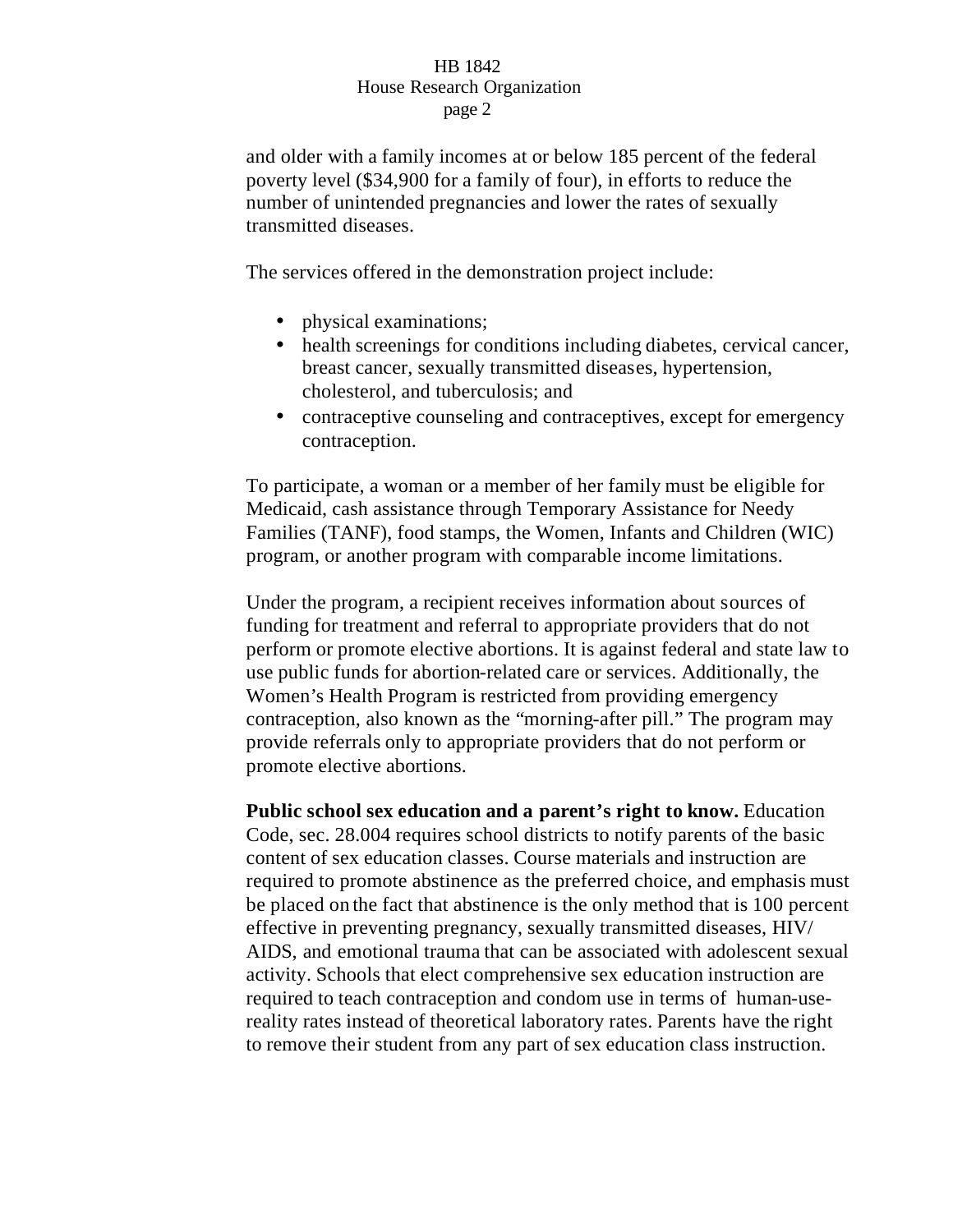and older with a family incomes at or below 185 percent of the federal poverty level ($34,900 for a family of four), in efforts to reduce the number of unintended pregnancies and lower the rates of sexually transmitted diseases.

The services offered in the demonstration project include:

- physical examinations;
- health screenings for conditions including diabetes, cervical cancer, breast cancer, sexually transmitted diseases, hypertension, cholesterol, and tuberculosis; and
- contraceptive counseling and contraceptives, except for emergency contraception.

To participate, a woman or a member of her family must be eligible for Medicaid, cash assistance through Temporary Assistance for Needy Families (TANF), food stamps, the Women, Infants and Children (WIC) program, or another program with comparable income limitations.

Under the program, a recipient receives information about sources of funding for treatment and referral to appropriate providers that do not perform or promote elective abortions. It is against federal and state law to use public funds for abortion-related care or services. Additionally, the Women's Health Program is restricted from providing emergency contraception, also known as the "morning-after pill." The program may provide referrals only to appropriate providers that do not perform or promote elective abortions.

**Public school sex education and a parent's right to know.** Education Code, sec. 28.004 requires school districts to notify parents of the basic content of sex education classes. Course materials and instruction are required to promote abstinence as the preferred choice, and emphasis must be placed on the fact that abstinence is the only method that is 100 percent effective in preventing pregnancy, sexually transmitted diseases, HIV/ AIDS, and emotional trauma that can be associated with adolescent sexual activity. Schools that elect comprehensive sex education instruction are required to teach contraception and condom use in terms of human-use-reality rates instead of theoretical laboratory rates. Parents have the right to remove their student from any part of sex education class instruction.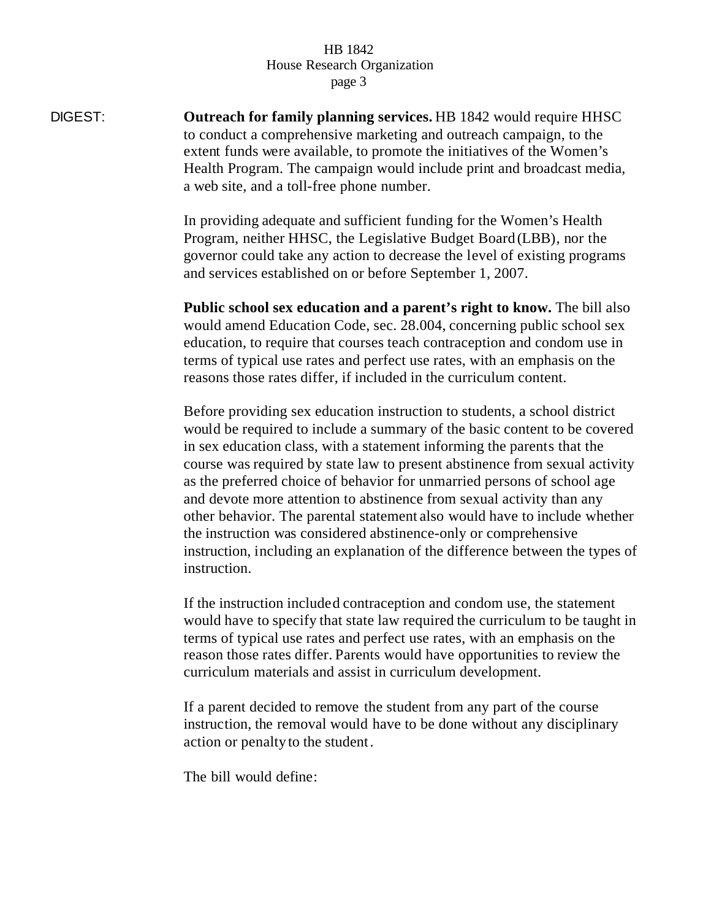DIGEST:

**Outreach for family planning services.** HB 1842 would require HHSC to conduct a comprehensive marketing and outreach campaign, to the extent funds were available, to promote the initiatives of the Women's Health Program. The campaign would include print and broadcast media, a web site, and a toll-free phone number.

In providing adequate and sufficient funding for the Women's Health Program, neither HHSC, the Legislative Budget Board (LBB), nor the governor could take any action to decrease the level of existing programs and services established on or before September 1, 2007.

**Public school sex education and a parent's right to know.** The bill also would amend Education Code, sec. 28.004, concerning public school sex education, to require that courses teach contraception and condom use in terms of typical use rates and perfect use rates, with an emphasis on the reasons those rates differ, if included in the curriculum content.

Before providing sex education instruction to students, a school district would be required to include a summary of the basic content to be covered in sex education class, with a statement informing the parents that the course was required by state law to present abstinence from sexual activity as the preferred choice of behavior for unmarried persons of school age and devote more attention to abstinence from sexual activity than any other behavior. The parental statement also would have to include whether the instruction was considered abstinence-only or comprehensive instruction, including an explanation of the difference between the types of instruction.

If the instruction included contraception and condom use, the statement would have to specify that state law required the curriculum to be taught in terms of typical use rates and perfect use rates, with an emphasis on the reason those rates differ. Parents would have opportunities to review the curriculum materials and assist in curriculum development.

If a parent decided to remove the student from any part of the course instruction, the removal would have to be done without any disciplinary action or penalty to the student.

The bill would define: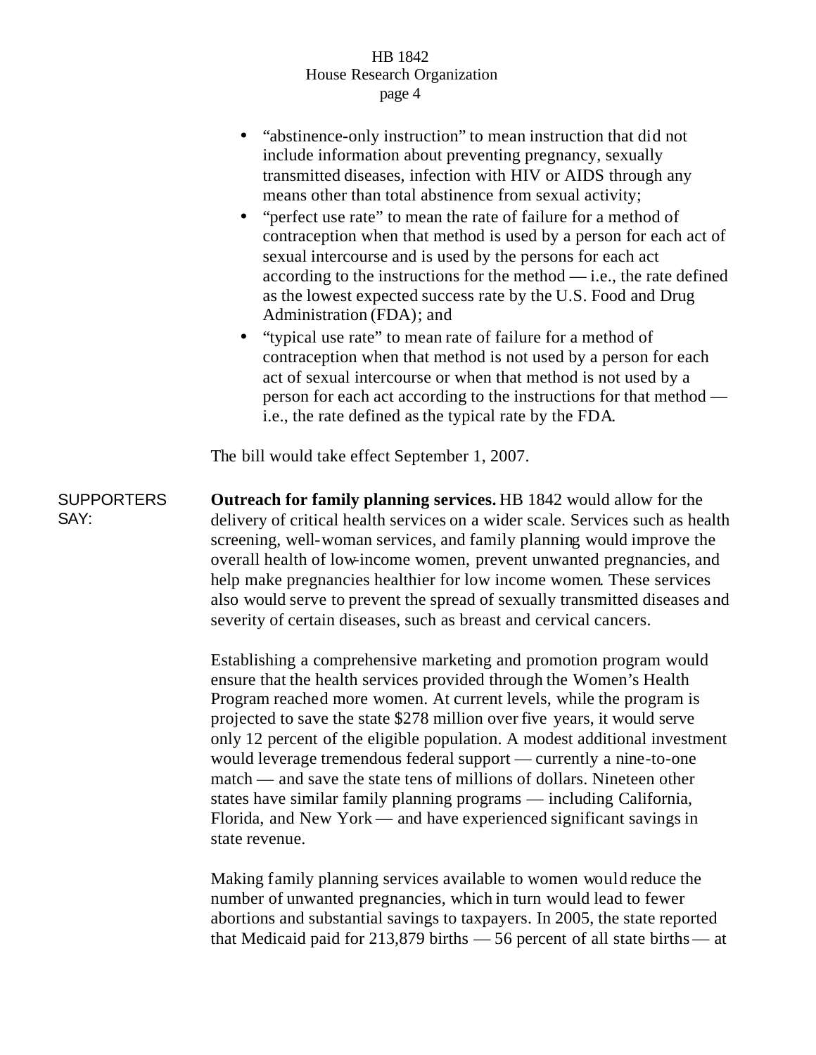- "abstinence-only instruction" to mean instruction that did not include information about preventing pregnancy, sexually transmitted diseases, infection with HIV or AIDS through any means other than total abstinence from sexual activity;
- "perfect use rate" to mean the rate of failure for a method of contraception when that method is used by a person for each act of sexual intercourse and is used by the persons for each act according to the instructions for the method — i.e., the rate defined as the lowest expected success rate by the U.S. Food and Drug Administration (FDA); and
- "typical use rate" to mean rate of failure for a method of contraception when that method is not used by a person for each act of sexual intercourse or when that method is not used by a person for each act according to the instructions for that method — i.e., the rate defined as the typical rate by the FDA.

The bill would take effect September 1, 2007.

SUPPORTERS SAY:

**Outreach for family planning services.** HB 1842 would allow for the delivery of critical health services on a wider scale. Services such as health screening, well-woman services, and family planning would improve the overall health of low-income women, prevent unwanted pregnancies, and help make pregnancies healthier for low income women. These services also would serve to prevent the spread of sexually transmitted diseases and severity of certain diseases, such as breast and cervical cancers.

Establishing a comprehensive marketing and promotion program would ensure that the health services provided through the Women's Health Program reached more women. At current levels, while the program is projected to save the state $278 million over five years, it would serve only 12 percent of the eligible population. A modest additional investment would leverage tremendous federal support — currently a nine-to-one match — and save the state tens of millions of dollars. Nineteen other states have similar family planning programs — including California, Florida, and New York — and have experienced significant savings in state revenue.

Making family planning services available to women would reduce the number of unwanted pregnancies, which in turn would lead to fewer abortions and substantial savings to taxpayers. In 2005, the state reported that Medicaid paid for 213,879 births — 56 percent of all state births — at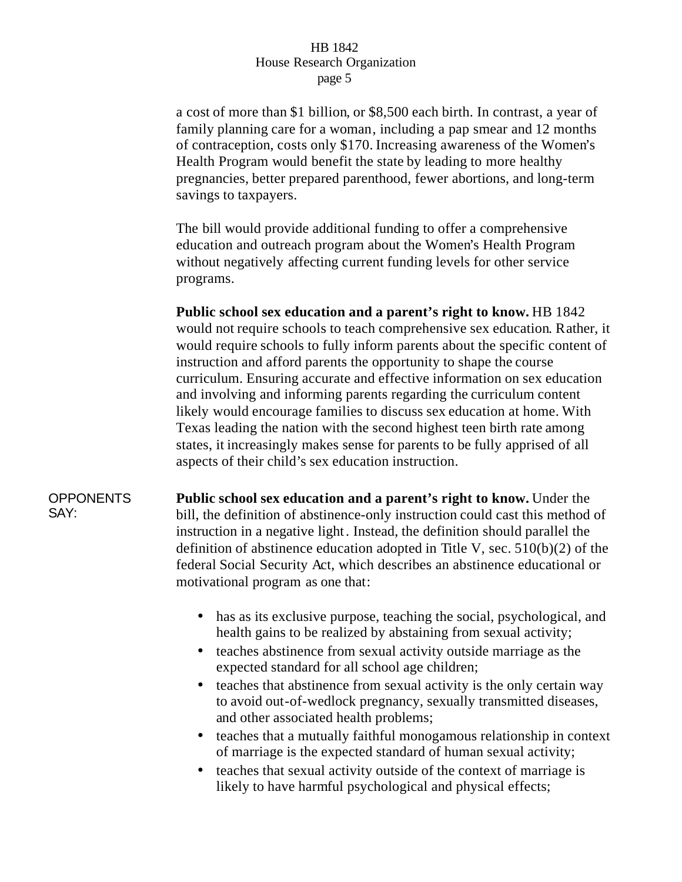a cost of more than $1 billion, or $8,500 each birth. In contrast, a year of family planning care for a woman, including a pap smear and 12 months of contraception, costs only $170. Increasing awareness of the Women's Health Program would benefit the state by leading to more healthy pregnancies, better prepared parenthood, fewer abortions, and long-term savings to taxpayers.

The bill would provide additional funding to offer a comprehensive education and outreach program about the Women's Health Program without negatively affecting current funding levels for other service programs.

**Public school sex education and a parent's right to know.** HB 1842 would not require schools to teach comprehensive sex education. Rather, it would require schools to fully inform parents about the specific content of instruction and afford parents the opportunity to shape the course curriculum. Ensuring accurate and effective information on sex education and involving and informing parents regarding the curriculum content likely would encourage families to discuss sex education at home. With Texas leading the nation with the second highest teen birth rate among states, it increasingly makes sense for parents to be fully apprised of all aspects of their child's sex education instruction.

OPPONENTS SAY:

**Public school sex education and a parent's right to know.** Under the bill, the definition of abstinence-only instruction could cast this method of instruction in a negative light. Instead, the definition should parallel the definition of abstinence education adopted in Title V, sec. 510(b)(2) of the federal Social Security Act, which describes an abstinence educational or motivational program as one that:

- has as its exclusive purpose, teaching the social, psychological, and health gains to be realized by abstaining from sexual activity;
- teaches abstinence from sexual activity outside marriage as the expected standard for all school age children;
- teaches that abstinence from sexual activity is the only certain way to avoid out-of-wedlock pregnancy, sexually transmitted diseases, and other associated health problems;
- teaches that a mutually faithful monogamous relationship in context of marriage is the expected standard of human sexual activity;
- teaches that sexual activity outside of the context of marriage is likely to have harmful psychological and physical effects;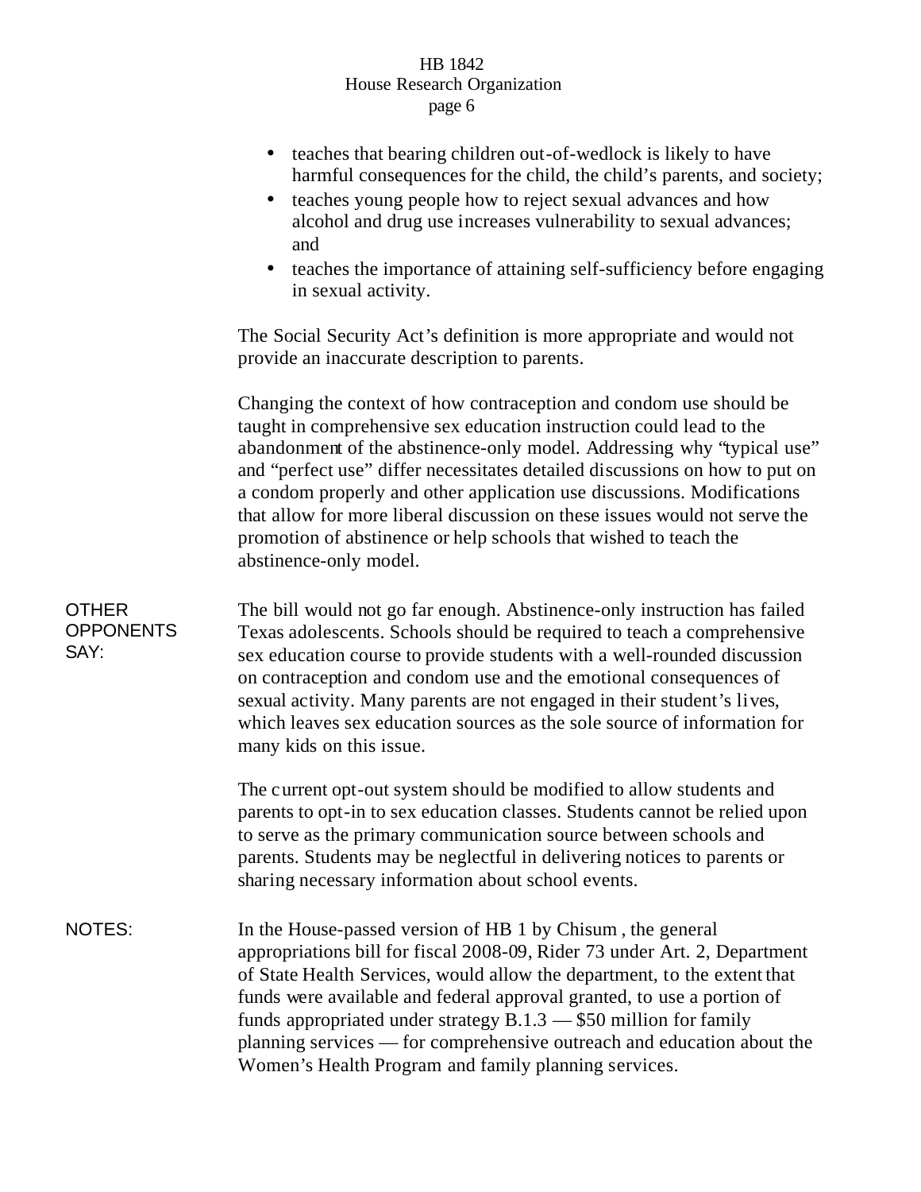- teaches that bearing children out-of-wedlock is likely to have harmful consequences for the child, the child's parents, and society;
- teaches young people how to reject sexual advances and how alcohol and drug use increases vulnerability to sexual advances; and
- teaches the importance of attaining self-sufficiency before engaging in sexual activity.

The Social Security Act's definition is more appropriate and would not provide an inaccurate description to parents.

Changing the context of how contraception and condom use should be taught in comprehensive sex education instruction could lead to the abandonment of the abstinence-only model. Addressing why "typical use" and "perfect use" differ necessitates detailed discussions on how to put on a condom properly and other application use discussions. Modifications that allow for more liberal discussion on these issues would not serve the promotion of abstinence or help schools that wished to teach the abstinence-only model.

**OTHER OPPONENTS SAY:**

The bill would not go far enough. Abstinence-only instruction has failed Texas adolescents. Schools should be required to teach a comprehensive sex education course to provide students with a well-rounded discussion on contraception and condom use and the emotional consequences of sexual activity. Many parents are not engaged in their student's lives, which leaves sex education sources as the sole source of information for many kids on this issue.

The current opt-out system should be modified to allow students and parents to opt-in to sex education classes. Students cannot be relied upon to serve as the primary communication source between schools and parents. Students may be neglectful in delivering notices to parents or sharing necessary information about school events.

**NOTES:**

In the House-passed version of HB 1 by Chisum, the general appropriations bill for fiscal 2008-09, Rider 73 under Art. 2, Department of State Health Services, would allow the department, to the extent that funds were available and federal approval granted, to use a portion of funds appropriated under strategy B.1.3 — $50 million for family planning services — for comprehensive outreach and education about the Women's Health Program and family planning services.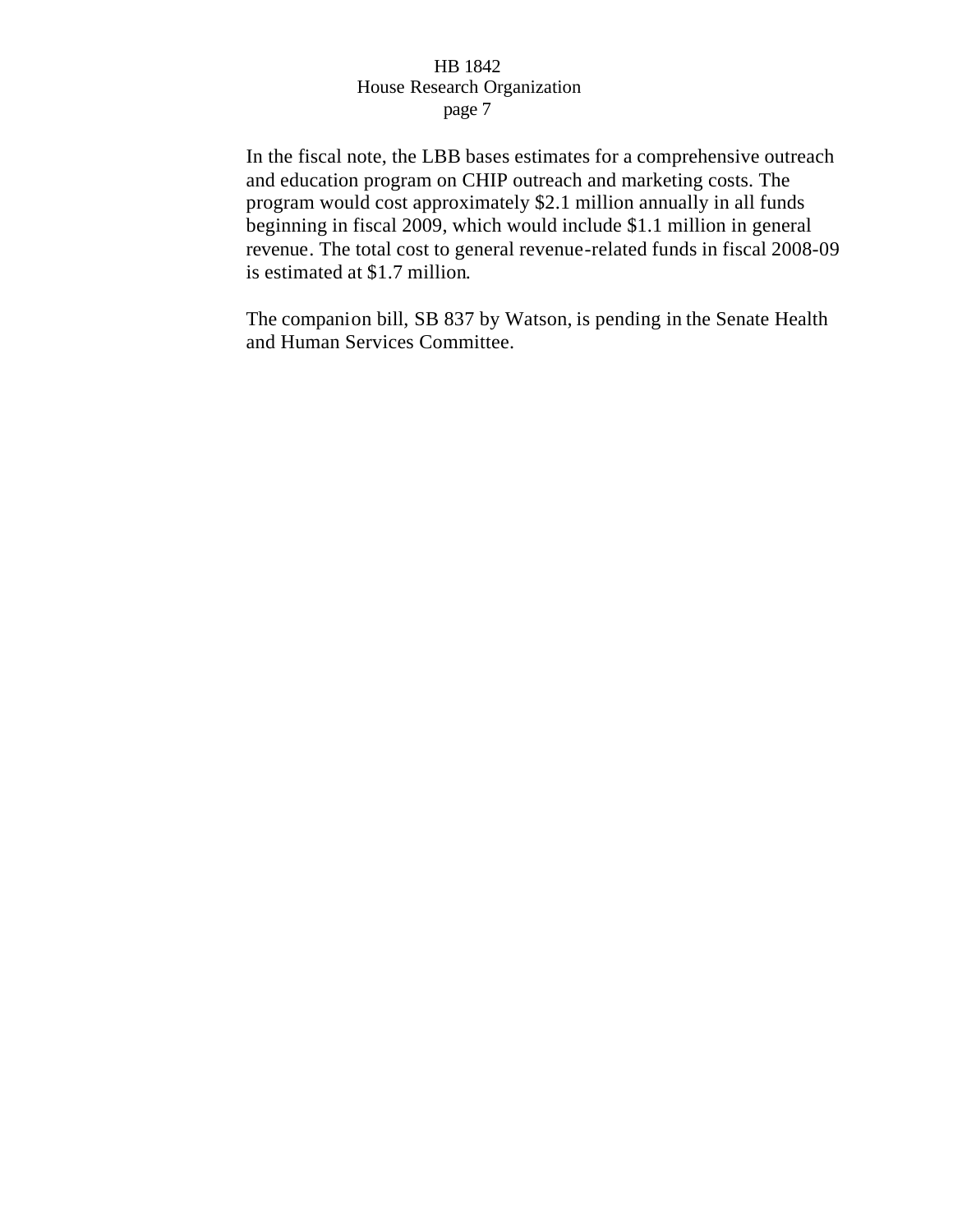In the fiscal note, the LBB bases estimates for a comprehensive outreach and education program on CHIP outreach and marketing costs. The program would cost approximately $2.1 million annually in all funds beginning in fiscal 2009, which would include $1.1 million in general revenue. The total cost to general revenue-related funds in fiscal 2008-09 is estimated at $1.7 million.

The companion bill, SB 837 by Watson, is pending in the Senate Health and Human Services Committee.